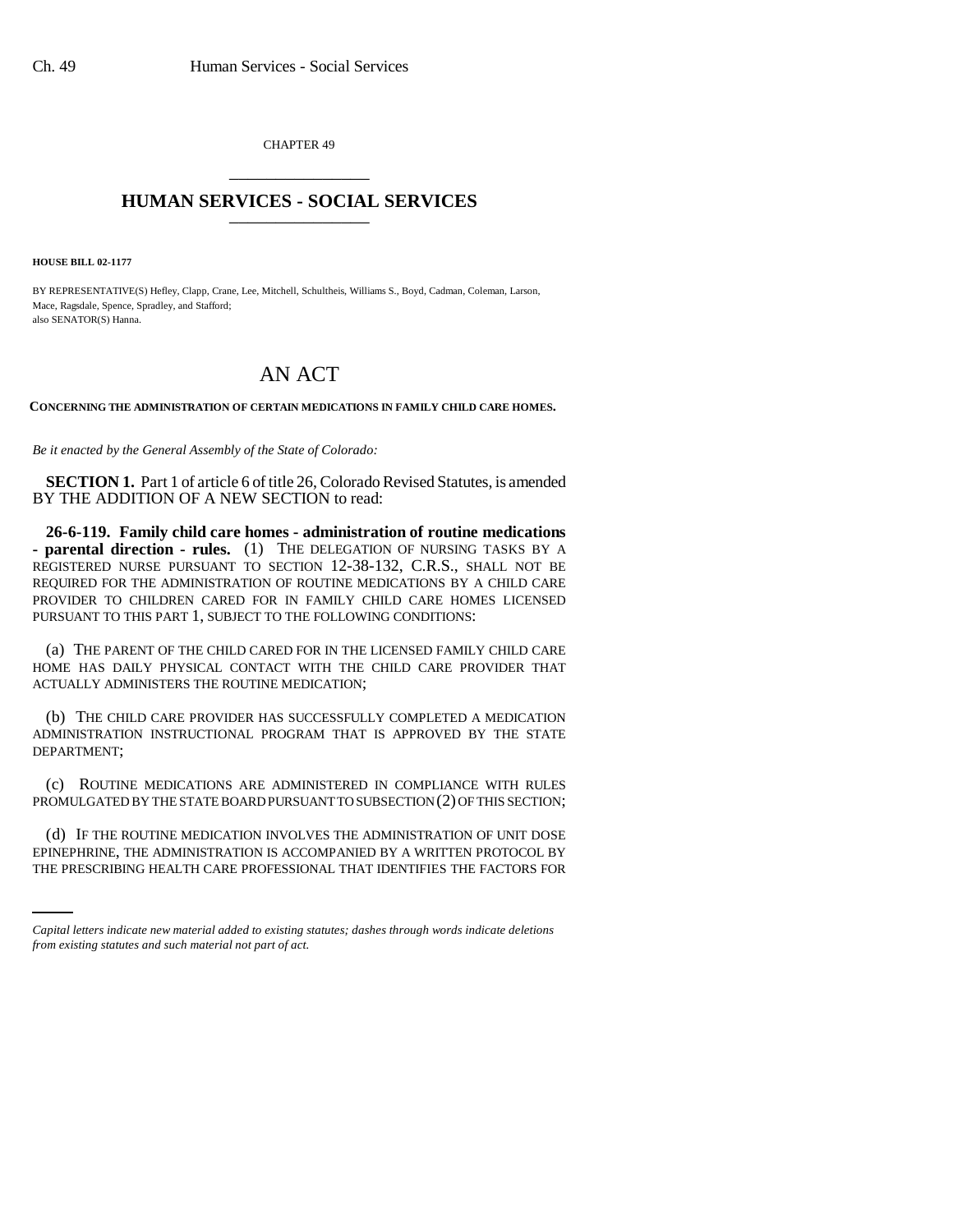CHAPTER 49

# HUMAN SERVICES - SOCIAL SERVICES

**HOUSE BILL 02-1177**

BY REPRESENTATIVE(S) Hefley, Clapp, Crane, Lee, Mitchell, Schultheis, Williams S., Boyd, Cadman, Coleman, Larson, Mace, Ragsdale, Spence, Spradley, and Stafford;
also SENATOR(S) Hanna.

# AN ACT

**CONCERNING THE ADMINISTRATION OF CERTAIN MEDICATIONS IN FAMILY CHILD CARE HOMES.**

*Be it enacted by the General Assembly of the State of Colorado:*

**SECTION 1.** Part 1 of article 6 of title 26, Colorado Revised Statutes, is amended BY THE ADDITION OF A NEW SECTION to read:

**26-6-119. Family child care homes - administration of routine medications - parental direction - rules.** (1) THE DELEGATION OF NURSING TASKS BY A REGISTERED NURSE PURSUANT TO SECTION 12-38-132, C.R.S., SHALL NOT BE REQUIRED FOR THE ADMINISTRATION OF ROUTINE MEDICATIONS BY A CHILD CARE PROVIDER TO CHILDREN CARED FOR IN FAMILY CHILD CARE HOMES LICENSED PURSUANT TO THIS PART 1, SUBJECT TO THE FOLLOWING CONDITIONS:

(a) THE PARENT OF THE CHILD CARED FOR IN THE LICENSED FAMILY CHILD CARE HOME HAS DAILY PHYSICAL CONTACT WITH THE CHILD CARE PROVIDER THAT ACTUALLY ADMINISTERS THE ROUTINE MEDICATION;

(b) THE CHILD CARE PROVIDER HAS SUCCESSFULLY COMPLETED A MEDICATION ADMINISTRATION INSTRUCTIONAL PROGRAM THAT IS APPROVED BY THE STATE DEPARTMENT;

(c) ROUTINE MEDICATIONS ARE ADMINISTERED IN COMPLIANCE WITH RULES PROMULGATED BY THE STATE BOARD PURSUANT TO SUBSECTION (2) OF THIS SECTION;

(d) IF THE ROUTINE MEDICATION INVOLVES THE ADMINISTRATION OF UNIT DOSE EPINEPHRINE, THE ADMINISTRATION IS ACCOMPANIED BY A WRITTEN PROTOCOL BY THE PRESCRIBING HEALTH CARE PROFESSIONAL THAT IDENTIFIES THE FACTORS FOR

*Capital letters indicate new material added to existing statutes; dashes through words indicate deletions from existing statutes and such material not part of act.*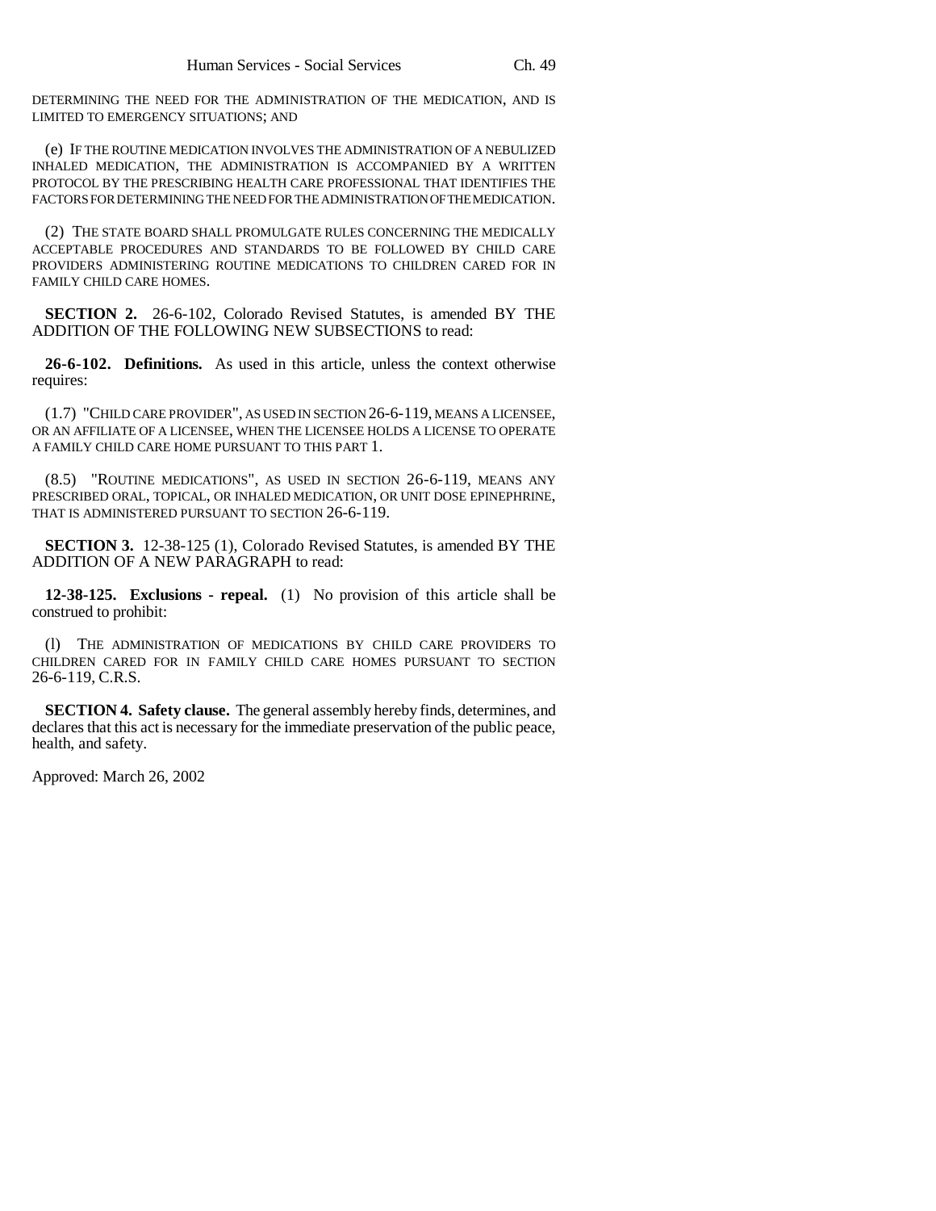DETERMINING THE NEED FOR THE ADMINISTRATION OF THE MEDICATION, AND IS LIMITED TO EMERGENCY SITUATIONS; AND

(e) IF THE ROUTINE MEDICATION INVOLVES THE ADMINISTRATION OF A NEBULIZED INHALED MEDICATION, THE ADMINISTRATION IS ACCOMPANIED BY A WRITTEN PROTOCOL BY THE PRESCRIBING HEALTH CARE PROFESSIONAL THAT IDENTIFIES THE FACTORS FOR DETERMINING THE NEED FOR THE ADMINISTRATION OF THE MEDICATION.

(2) THE STATE BOARD SHALL PROMULGATE RULES CONCERNING THE MEDICALLY ACCEPTABLE PROCEDURES AND STANDARDS TO BE FOLLOWED BY CHILD CARE PROVIDERS ADMINISTERING ROUTINE MEDICATIONS TO CHILDREN CARED FOR IN FAMILY CHILD CARE HOMES.

**SECTION 2.** 26-6-102, Colorado Revised Statutes, is amended BY THE ADDITION OF THE FOLLOWING NEW SUBSECTIONS to read:

**26-6-102. Definitions.** As used in this article, unless the context otherwise requires:

(1.7) "CHILD CARE PROVIDER", AS USED IN SECTION 26-6-119, MEANS A LICENSEE, OR AN AFFILIATE OF A LICENSEE, WHEN THE LICENSEE HOLDS A LICENSE TO OPERATE A FAMILY CHILD CARE HOME PURSUANT TO THIS PART 1.

(8.5) "ROUTINE MEDICATIONS", AS USED IN SECTION 26-6-119, MEANS ANY PRESCRIBED ORAL, TOPICAL, OR INHALED MEDICATION, OR UNIT DOSE EPINEPHRINE, THAT IS ADMINISTERED PURSUANT TO SECTION 26-6-119.

**SECTION 3.** 12-38-125 (1), Colorado Revised Statutes, is amended BY THE ADDITION OF A NEW PARAGRAPH to read:

**12-38-125. Exclusions - repeal.** (1) No provision of this article shall be construed to prohibit:

(l) THE ADMINISTRATION OF MEDICATIONS BY CHILD CARE PROVIDERS TO CHILDREN CARED FOR IN FAMILY CHILD CARE HOMES PURSUANT TO SECTION 26-6-119, C.R.S.

**SECTION 4. Safety clause.** The general assembly hereby finds, determines, and declares that this act is necessary for the immediate preservation of the public peace, health, and safety.

Approved: March 26, 2002